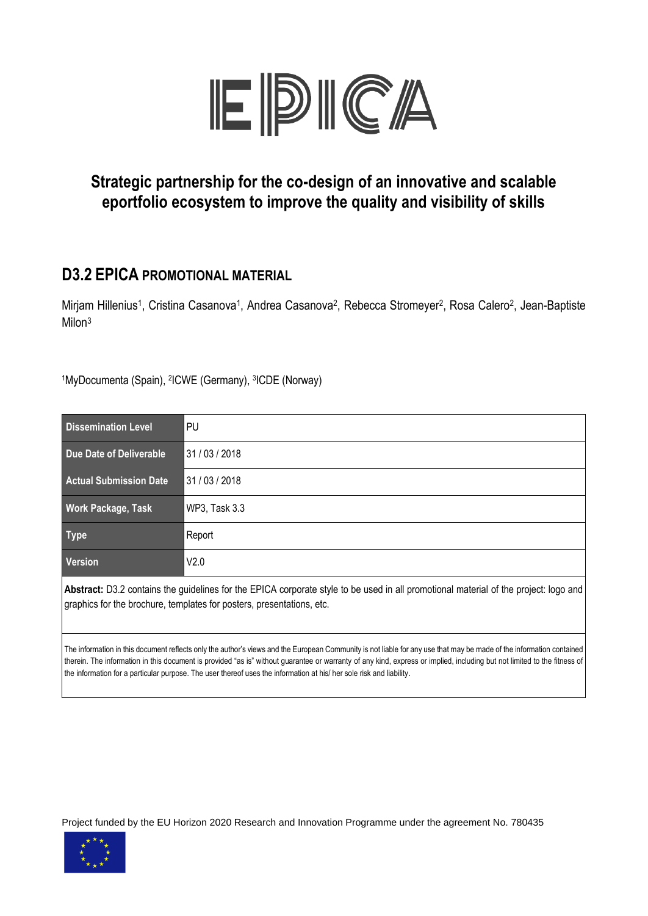# EPICA

## Strategic partnership for the co-design of an innovative and scalable eportfolio ecosystem to improve the quality and visibility of skills

## D3.2 EPICA PROMOTIONAL MATERIAL

Mirjam Hillenius[1], Cristina Casanova[1], Andrea Casanova[2], Rebecca Stromeyer[2], Rosa Calero[2], Jean-Baptiste Milon[3]

[1]MyDocumenta (Spain), [2]ICWE (Germany), [3]ICDE (Norway)

| | |
|---|---|
| **Dissemination Level** | PU |
| **Due Date of Deliverable** | 31 / 03 / 2018 |
| **Actual Submission Date** | 31 / 03 / 2018 |
| **Work Package, Task** | WP3, Task 3.3 |
| **Type** | Report |
| **Version** | V2.0 |

**Abstract:** D3.2 contains the guidelines for the EPICA corporate style to be used in all promotional material of the project: logo and graphics for the brochure, templates for posters, presentations, etc.

The information in this document reflects only the author's views and the European Community is not liable for any use that may be made of the information contained therein. The information in this document is provided "as is" without guarantee or warranty of any kind, express or implied, including but not limited to the fitness of the information for a particular purpose. The user thereof uses the information at his/ her sole risk and liability.

Project funded by the EU Horizon 2020 Research and Innovation Programme under the agreement No. 780435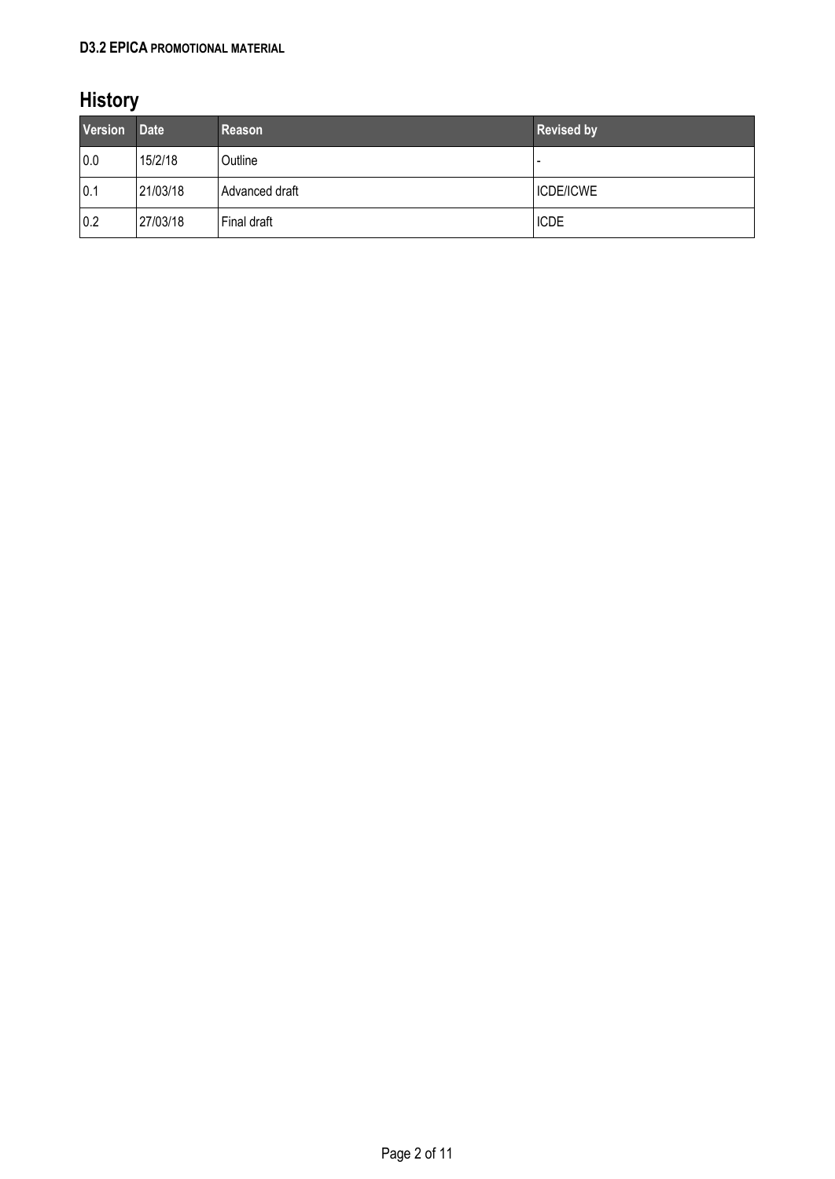# History

| Version | Date | Reason | Revised by |
| --- | --- | --- | --- |
| 0.0 | 15/2/18 | Outline | - |
| 0.1 | 21/03/18 | Advanced draft | ICDE/ICWE |
| 0.2 | 27/03/18 | Final draft | ICDE |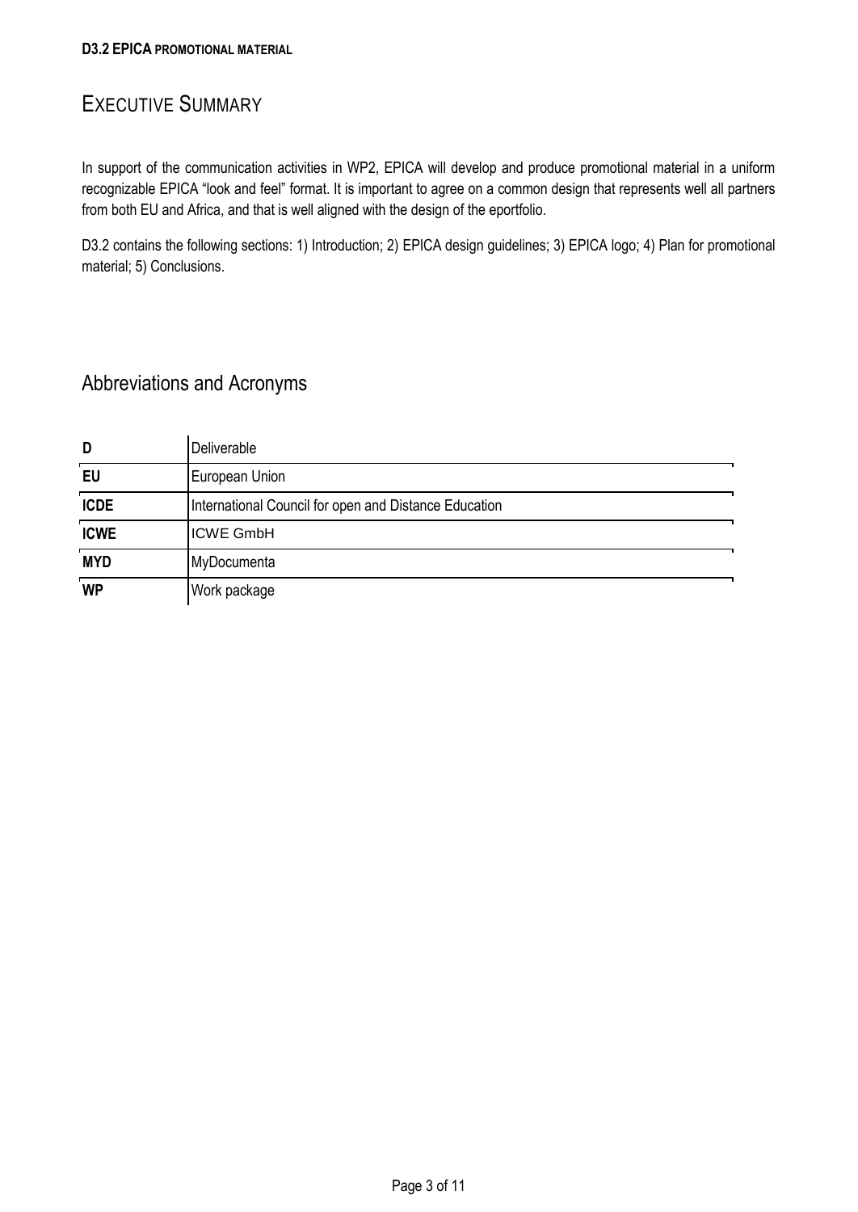# Executive Summary

In support of the communication activities in WP2, EPICA will develop and produce promotional material in a uniform recognizable EPICA "look and feel" format. It is important to agree on a common design that represents well all partners from both EU and Africa, and that is well aligned with the design of the eportfolio.

D3.2 contains the following sections: 1) Introduction; 2) EPICA design guidelines; 3) EPICA logo; 4) Plan for promotional material; 5) Conclusions.

## Abbreviations and Acronyms

| | |
|---|---|
| **D** | Deliverable |
| **EU** | European Union |
| **ICDE** | International Council for open and Distance Education |
| **ICWE** | ICWE GmbH |
| **MYD** | MyDocumenta |
| **WP** | Work package |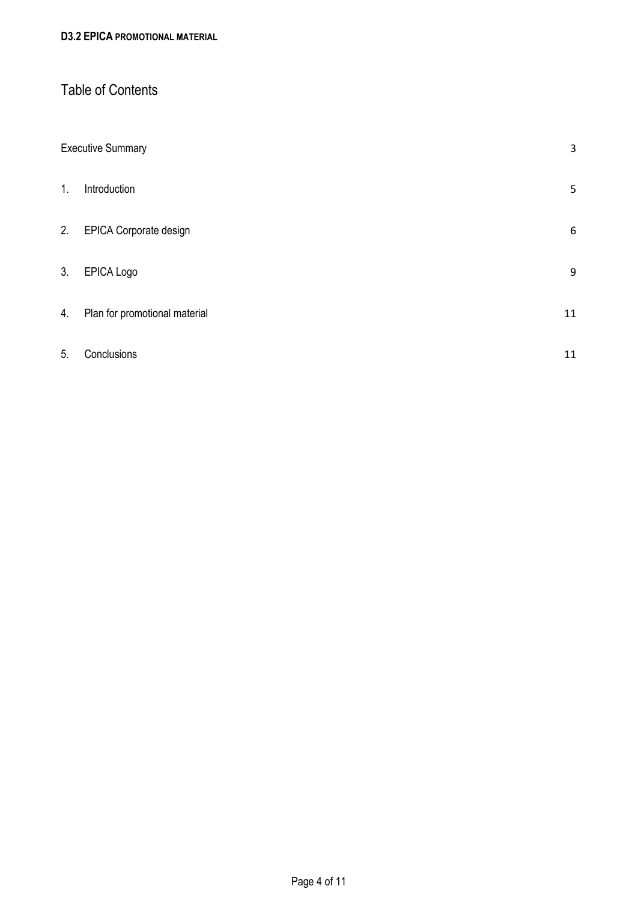# Table of Contents

| | | |
|---|---|---|
| Executive Summary | | 3 |
| 1. | Introduction | 5 |
| 2. | EPICA Corporate design | 6 |
| 3. | EPICA Logo | 9 |
| 4. | Plan for promotional material | 11 |
| 5. | Conclusions | 11 |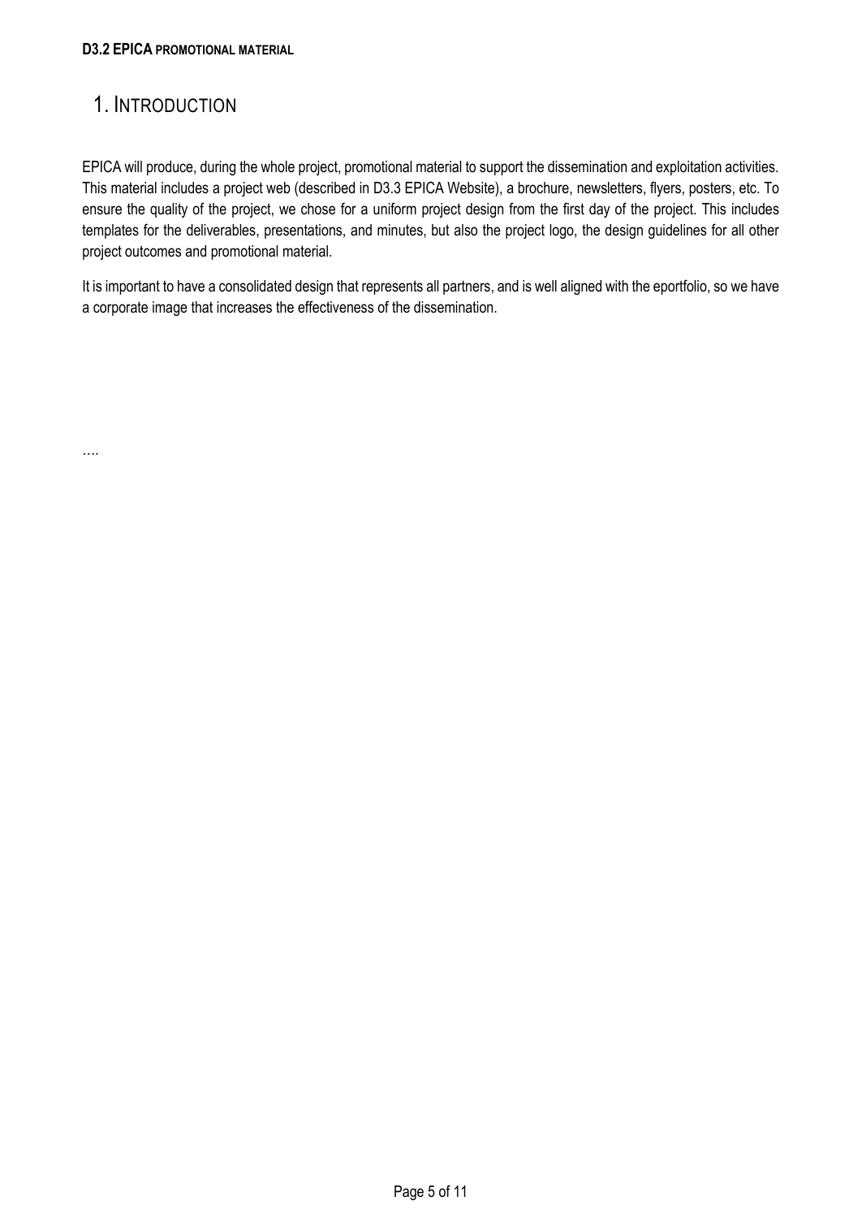# 1. Introduction

EPICA will produce, during the whole project, promotional material to support the dissemination and exploitation activities. This material includes a project web (described in D3.3 EPICA Website), a brochure, newsletters, flyers, posters, etc. To ensure the quality of the project, we chose for a uniform project design from the first day of the project. This includes templates for the deliverables, presentations, and minutes, but also the project logo, the design guidelines for all other project outcomes and promotional material.

It is important to have a consolidated design that represents all partners, and is well aligned with the eportfolio, so we have a corporate image that increases the effectiveness of the dissemination.

….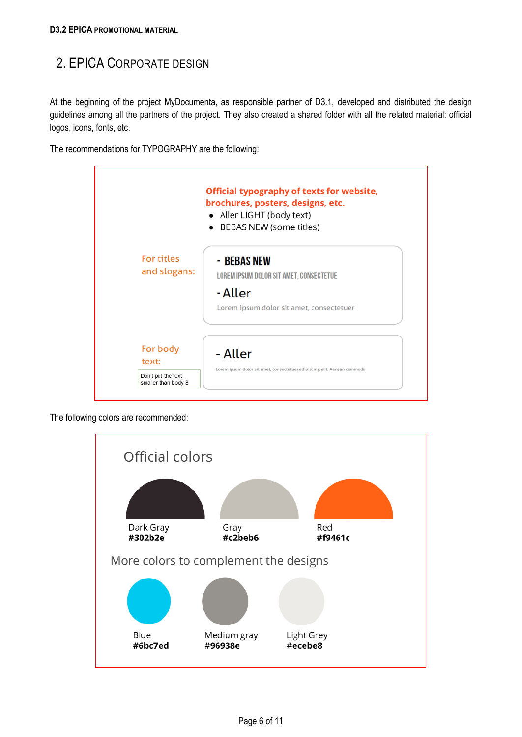## 2. EPICA CORPORATE DESIGN

At the beginning of the project MyDocumenta, as responsible partner of D3.1, developed and distributed the design guidelines among all the partners of the project. They also created a shared folder with all the related material: official logos, icons, fonts, etc.

The recommendations for TYPOGRAPHY are the following:

**Official typography of texts for website, brochures, posters, designs, etc.**

- Aller LIGHT (body text)
- BEBAS NEW (some titles)

For titles and slogans:

- BEBAS NEW
  LOREM IPSUM DOLOR SIT AMET, CONSECTETUE
- Aller
  Lorem ipsum dolor sit amet, consectetuer

For body text:

- Aller
  Lorem ipsum dolor sit amet, consectetuer adipiscing elit. Aenean commodo

Don't put the text smaller than body 8

The following colors are recommended:

**Official colors**

| Dark Gray | Gray | Red |
| --- | --- | --- |
| #302b2e | #c2beb6 | #f9461c |

**More colors to complement the designs**

| Blue | Medium gray | Light Grey |
| --- | --- | --- |
| #6bc7ed | #96938e | #ecebe8 |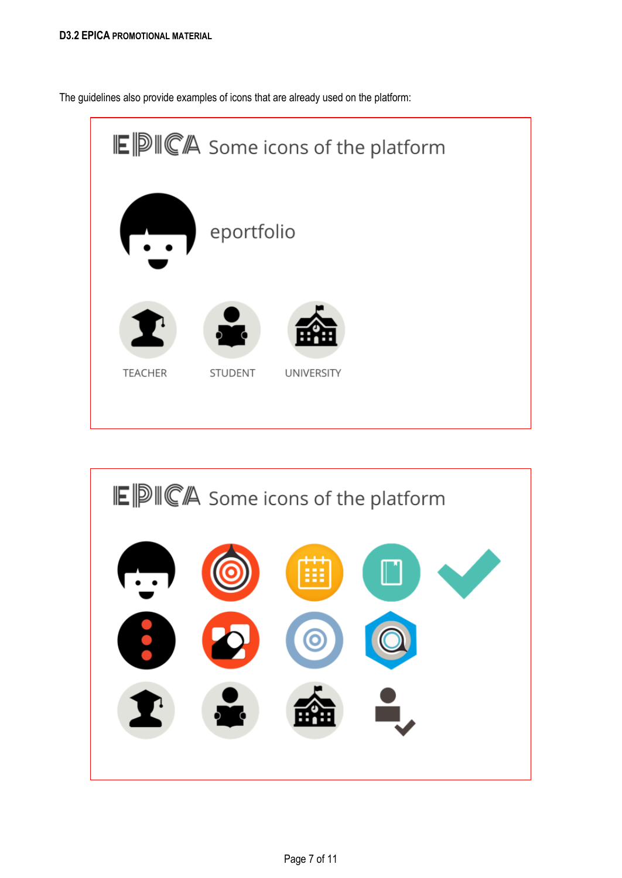The guidelines also provide examples of icons that are already used on the platform:

EPICA Some icons of the platform

eportfolio

TEACHER STUDENT UNIVERSITY

EPICA Some icons of the platform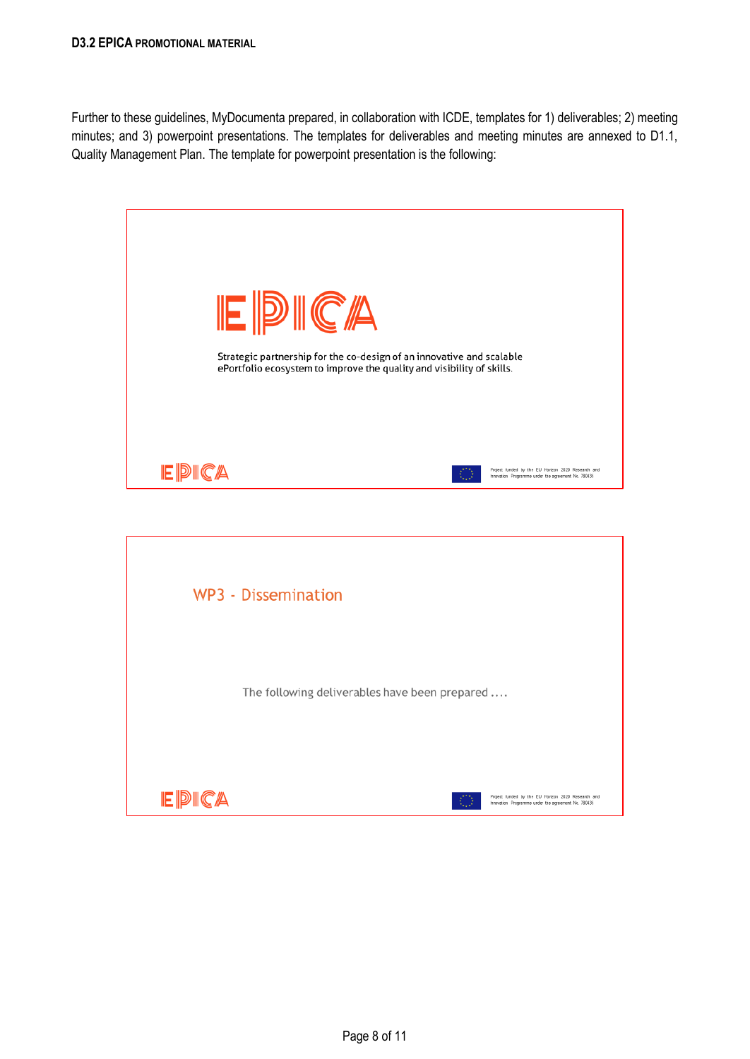Further to these guidelines, MyDocumenta prepared, in collaboration with ICDE, templates for 1) deliverables; 2) meeting minutes; and 3) powerpoint presentations. The templates for deliverables and meeting minutes are annexed to D1.1, Quality Management Plan. The template for powerpoint presentation is the following:

EPICA

Strategic partnership for the co-design of an innovative and scalable ePortfolio ecosystem to improve the quality and visibility of skills.

EPICA

Project funded by the EU Horizon 2020 Research and Innovation Programme under the agreement No. 780436

WP3 - Dissemination

The following deliverables have been prepared ....

EPICA

Project funded by the EU Horizon 2020 Research and Innovation Programme under the agreement No. 780436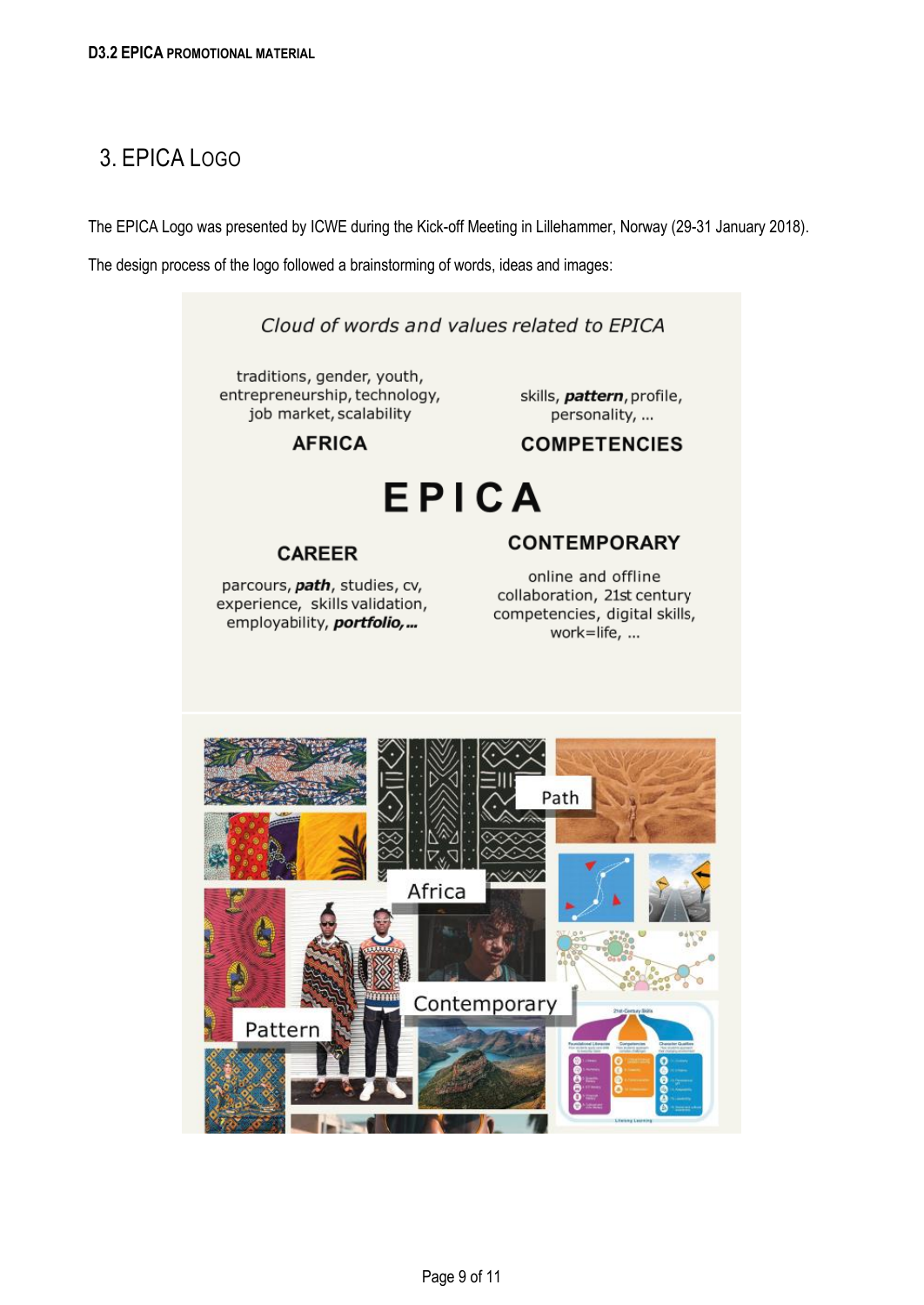## 3. EPICA Logo

The EPICA Logo was presented by ICWE during the Kick-off Meeting in Lillehammer, Norway (29-31 January 2018).

The design process of the logo followed a brainstorming of words, ideas and images:

*Cloud of words and values related to EPICA*

traditions, gender, youth, entrepreneurship, technology, job market, scalability

**AFRICA**

skills, ***pattern***, profile, personality, ...

**COMPETENCIES**

**EPICA**

**CAREER**

parcours, ***path***, studies, cv, experience, skills validation, employability, ***portfolio,...***

**CONTEMPORARY**

online and offline collaboration, 21st century competencies, digital skills, work=life, ...

Path

Africa

Contemporary

Pattern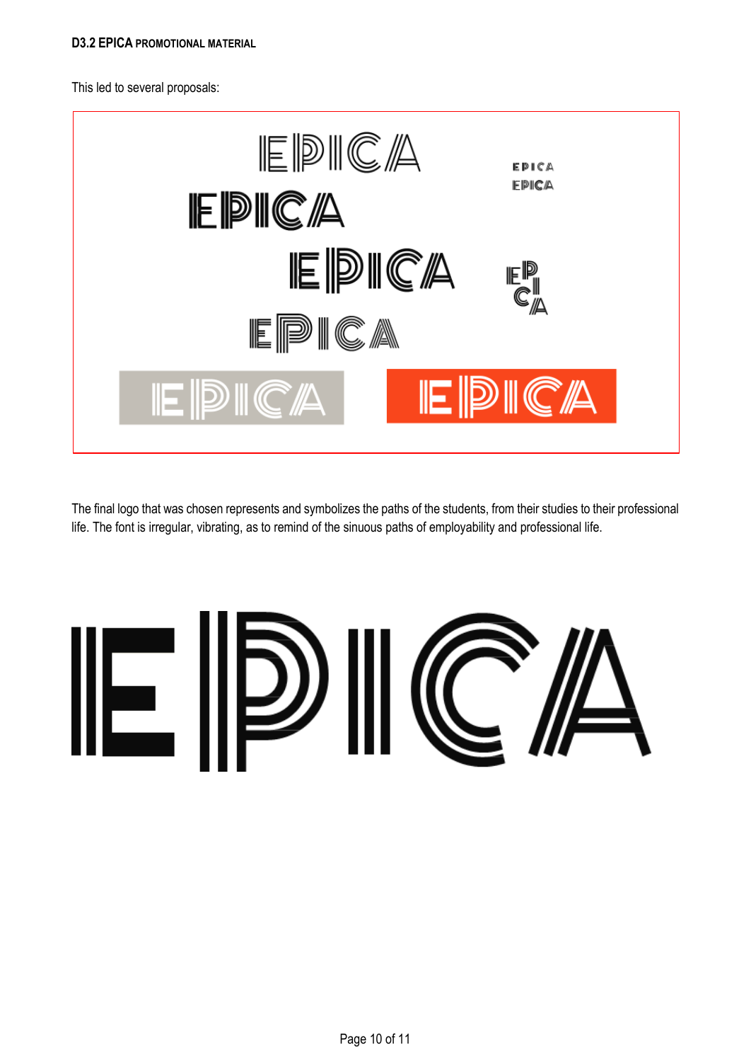This led to several proposals:

The final logo that was chosen represents and symbolizes the paths of the students, from their studies to their professional life. The font is irregular, vibrating, as to remind of the sinuous paths of employability and professional life.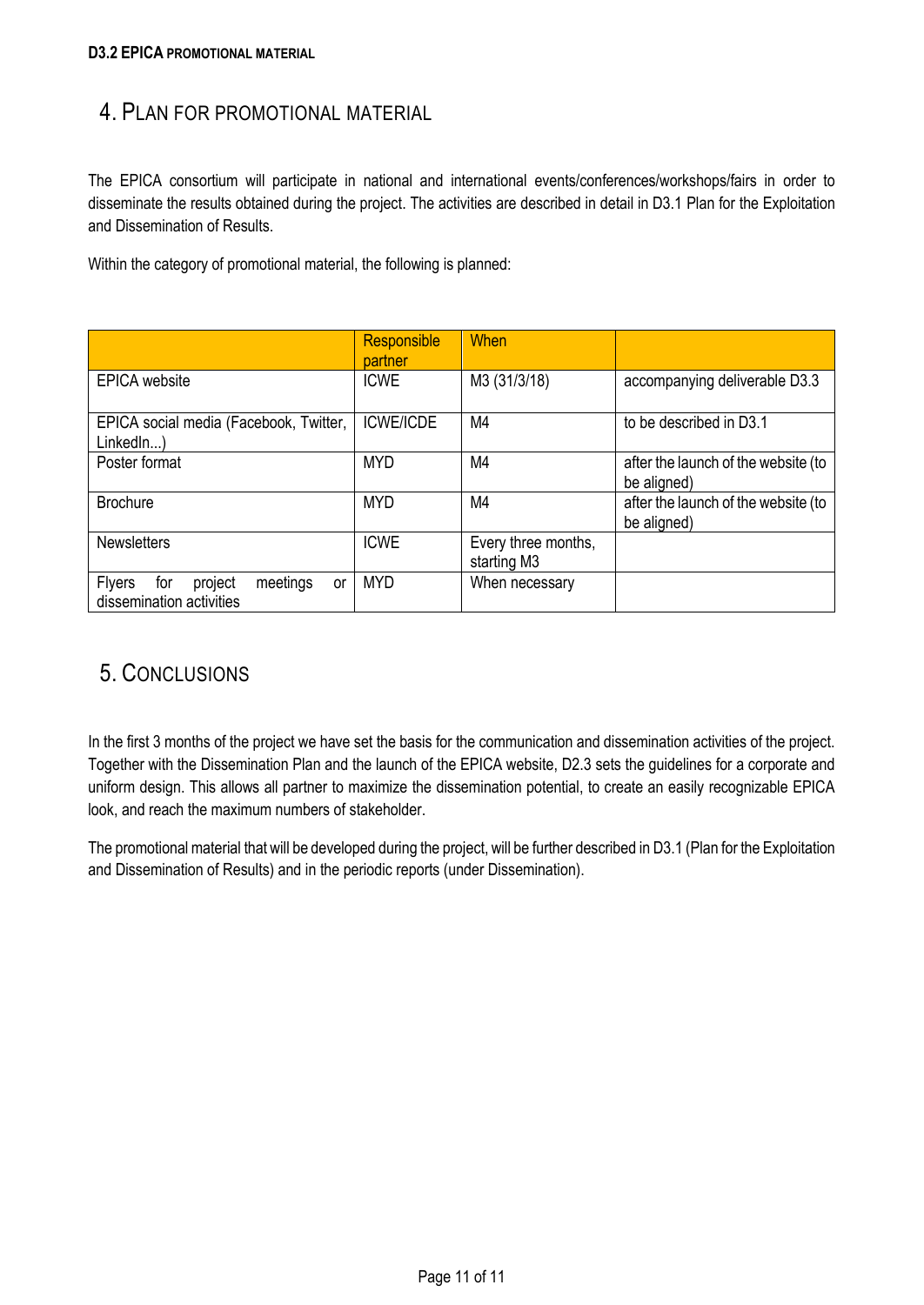## 4. Plan for promotional material

The EPICA consortium will participate in national and international events/conferences/workshops/fairs in order to disseminate the results obtained during the project. The activities are described in detail in D3.1 Plan for the Exploitation and Dissemination of Results.

Within the category of promotional material, the following is planned:

| | Responsible partner | When | |
|---|---|---|---|
| EPICA website | ICWE | M3 (31/3/18) | accompanying deliverable D3.3 |
| EPICA social media (Facebook, Twitter, LinkedIn...) | ICWE/ICDE | M4 | to be described in D3.1 |
| Poster format | MYD | M4 | after the launch of the website (to be aligned) |
| Brochure | MYD | M4 | after the launch of the website (to be aligned) |
| Newsletters | ICWE | Every three months, starting M3 | |
| Flyers for project meetings or dissemination activities | MYD | When necessary | |

## 5. Conclusions

In the first 3 months of the project we have set the basis for the communication and dissemination activities of the project. Together with the Dissemination Plan and the launch of the EPICA website, D2.3 sets the guidelines for a corporate and uniform design. This allows all partner to maximize the dissemination potential, to create an easily recognizable EPICA look, and reach the maximum numbers of stakeholder.

The promotional material that will be developed during the project, will be further described in D3.1 (Plan for the Exploitation and Dissemination of Results) and in the periodic reports (under Dissemination).